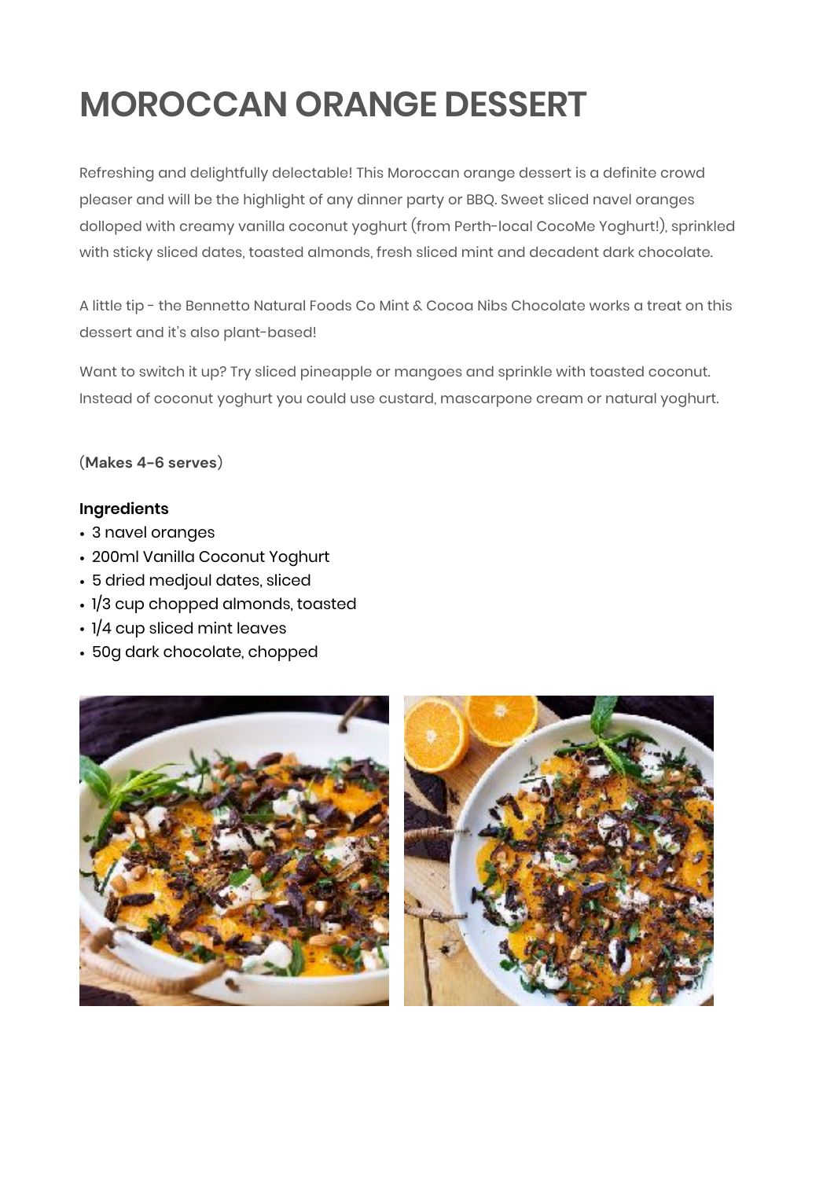# MOROCCAN ORANGE DESSERT

Refreshing and delightfully delectable! This Moroccan orange dessert is a definite crowd pleaser and will be the highlight of any dinner party or BBQ. Sweet sliced navel oranges dolloped with creamy vanilla coconut yoghurt (from Perth-local CocoMe Yoghurt!), sprinkled with sticky sliced dates, toasted almonds, fresh sliced mint and decadent dark chocolate.

A little tip - the Bennetto Natural Foods Co Mint & Cocoa Nibs Chocolate works a treat on this dessert and it's also plant-based!

Want to switch it up? Try sliced pineapple or mangoes and sprinkle with toasted coconut. Instead of coconut yoghurt you could use custard, mascarpone cream or natural yoghurt.

(**Makes 4-6 serves**)

**Ingredients**

- 3 navel oranges
- 200ml Vanilla Coconut Yoghurt
- 5 dried medjoul dates, sliced
- 1/3 cup chopped almonds, toasted
- 1/4 cup sliced mint leaves
- 50g dark chocolate, chopped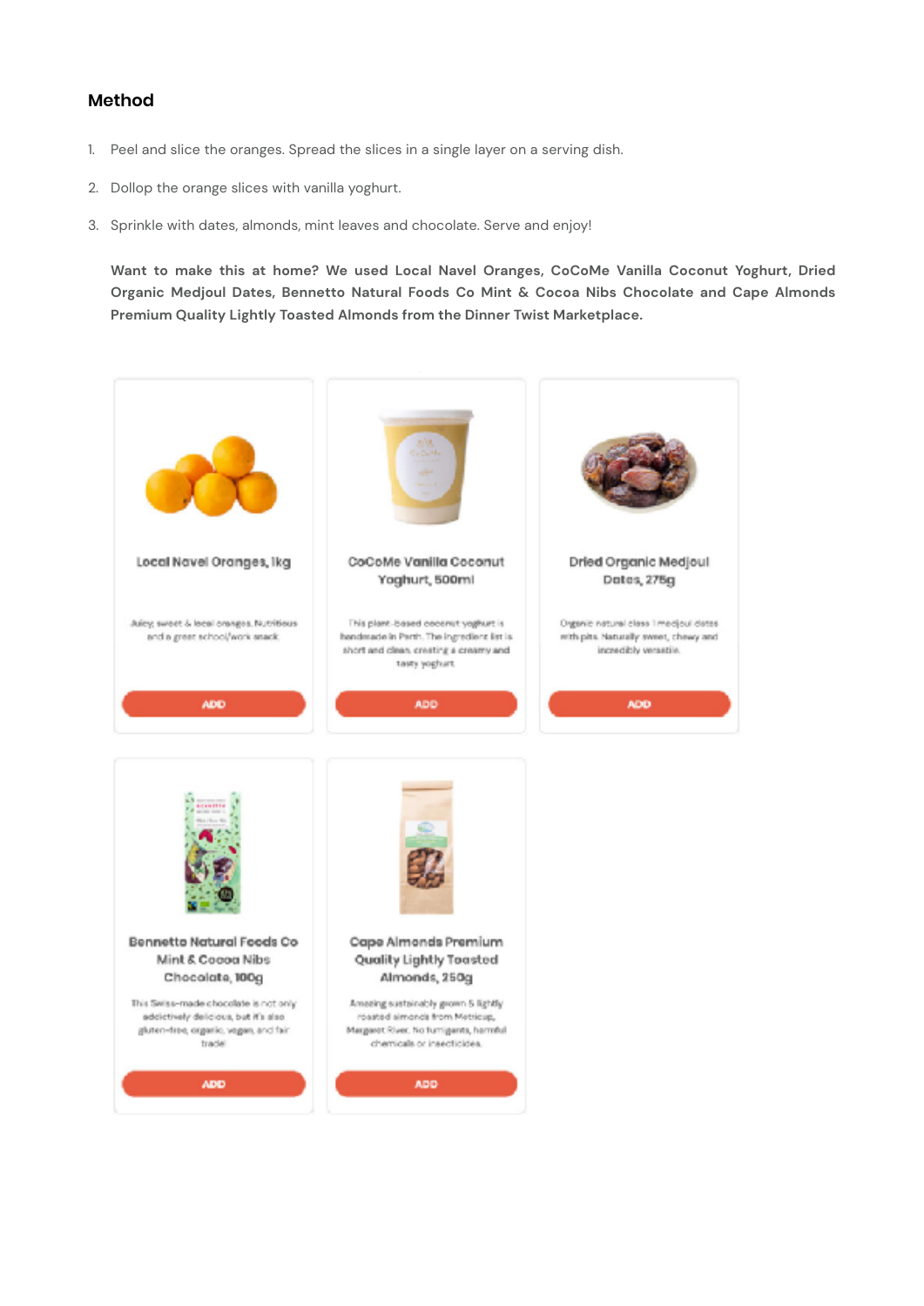## Method

1. Peel and slice the oranges. Spread the slices in a single layer on a serving dish.
2. Dollop the orange slices with vanilla yoghurt.
3. Sprinkle with dates, almonds, mint leaves and chocolate. Serve and enjoy!

**Want to make this at home? We used Local Navel Oranges, CoCoMe Vanilla Coconut Yoghurt, Dried Organic Medjoul Dates, Bennetto Natural Foods Co Mint & Cocoa Nibs Chocolate and Cape Almonds Premium Quality Lightly Toasted Almonds from the Dinner Twist Marketplace.**

Local Navel Oranges, 1kg

Juicy, sweet & local oranges. Nutritious and a great school/work snack

ADD

CoCoMe Vanilla Coconut Yoghurt, 500ml

This plant-based coconut yoghurt is handmade in Perth. The ingredient list is short and clean, creating a creamy and tasty yoghurt

ADD

Dried Organic Medjoul Dates, 275g

Organic natural class 1 medjoul dates with pits. Naturally sweet, chewy and incredibly versatile.

ADD

Bennetto Natural Foods Co Mint & Cocoa Nibs Chocolate, 100g

This Swiss-made chocolate is not only addictively delicious, but it's also gluten-free, organic, vegan, and fair trade

ADD

Cape Almonds Premium Quality Lightly Toasted Almonds, 250g

Amazing sustainably grown & lightly roasted almonds from Metricup, Margaret River. No fumigants, harmful chemicals or insecticides.

ADD